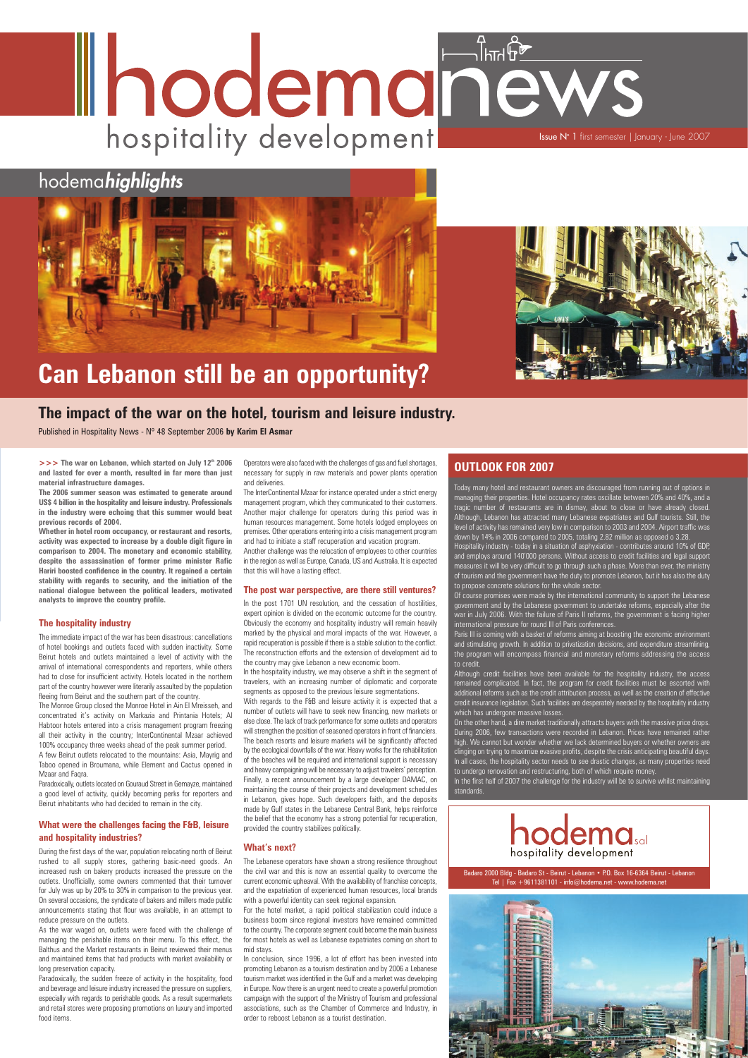# hodemanews

hospitality development

Issue N° 1 first semester | January - June 2007

## hodema*highlights*

# Can Lebanon still be an opportunity?

## The impact of the war on the hotel, tourism and leisure industry.

Published in Hospitality News - N° 48 September 2006 **by Karim El Asmar**

**>>> The war on Lebanon, which started on July 12th 2006 and lasted for over a month, resulted in far more than just material infrastructure damages.**

**The 2006 summer season was estimated to generate around US$ 4 billion in the hospitality and leisure industry. Professionals in the industry were echoing that this summer would beat previous records of 2004.**

**Whether in hotel room occupancy, or restaurant and resorts, activity was expected to increase by a double digit figure in comparison to 2004. The monetary and economic stability, despite the assassination of former prime minister Rafic Hariri boosted confidence in the country. It regained a certain stability with regards to security, and the initiation of the national dialogue between the political leaders, motivated analysts to improve the country profile.**

### The hospitality industry

The immediate impact of the war has been disastrous: cancellations of hotel bookings and outlets faced with sudden inactivity. Some Beirut hotels and outlets maintained a level of activity with the arrival of international correspondents and reporters, while others had to close for insufficient activity. Hotels located in the northern part of the country however were literarily assaulted by the population fleeing from Beirut and the southern part of the country.

The Monroe Group closed the Monroe Hotel in Ain El Mreisseh, and concentrated it's activity on Markazia and Printania Hotels; Al Habtoor hotels entered into a crisis management program freezing all their activity in the country; InterContinental Mzaar achieved 100% occupancy three weeks ahead of the peak summer period.

A few Beirut outlets relocated to the mountains: Asia, Mayrig and Taboo opened in Broumana, while Element and Cactus opened in Mzaar and Faqra.

Paradoxically, outlets located on Gouraud Street in Gemayze, maintained a good level of activity, quickly becoming perks for reporters and Beirut inhabitants who had decided to remain in the city.

### What were the challenges facing the F&B, leisure and hospitality industries?

During the first days of the war, population relocating north of Beirut rushed to all supply stores, gathering basic-need goods. An increased rush on bakery products increased the pressure on the outlets. Unofficially, some owners commented that their turnover for July was up by 20% to 30% in comparison to the previous year. On several occasions, the syndicate of bakers and millers made public announcements stating that flour was available, in an attempt to reduce pressure on the outlets.

As the war waged on, outlets were faced with the challenge of managing the perishable items on their menu. To this effect, the Balthus and the Market restaurants in Beirut reviewed their menus and maintained items that had products with market availability or long preservation capacity.

Paradoxically, the sudden freeze of activity in the hospitality, food and beverage and leisure industry increased the pressure on suppliers, especially with regards to perishable goods. As a result supermarkets and retail stores were proposing promotions on luxury and imported food items.

Operators were also faced with the challenges of gas and fuel shortages, necessary for supply in raw materials and power plants operation and deliveries.

The InterContinental Mzaar for instance operated under a strict energy management program, which they communicated to their customers. Another major challenge for operators during this period was in human resources management. Some hotels lodged employees on premises. Other operations entering into a crisis management program and had to initiate a staff recuperation and vacation program.

Another challenge was the relocation of employees to other countries in the region as well as Europe, Canada, US and Australia. It is expected that this will have a lasting effect.

### The post war perspective, are there still ventures?

In the post 1701 UN resolution, and the cessation of hostilities, expert opinion is divided on the economic outcome for the country. Obviously the economy and hospitality industry will remain heavily marked by the physical and moral impacts of the war. However, a rapid recuperation is possible if there is a stable solution to the conflict. The reconstruction efforts and the extension of development aid to the country may give Lebanon a new economic boom.

In the hospitality industry, we may observe a shift in the segment of travelers, with an increasing number of diplomatic and corporate segments as opposed to the previous leisure segmentations.

With regards to the F&B and leisure activity it is expected that a number of outlets will have to seek new financing, new markets or else close. The lack of track performance for some outlets and operators will strengthen the position of seasoned operators in front of financiers. The beach resorts and leisure markets will be significantly affected by the ecological downfalls of the war. Heavy works for the rehabilitation of the beaches will be required and international support is necessary and heavy campaigning will be necessary to adjust travelers' perception. Finally, a recent announcement by a large developer DAMAC, on maintaining the course of their projects and development schedules in Lebanon, gives hope. Such developers faith, and the deposits made by Gulf states in the Lebanese Central Bank, helps reinforce the belief that the economy has a strong potential for recuperation, provided the country stabilizes politically.

### What's next?

The Lebanese operators have shown a strong resilience throughout the civil war and this is now an essential quality to overcome the current economic upheaval. With the availability of franchise concepts, and the expatriation of experienced human resources, local brands with a powerful identity can seek regional expansion.

For the hotel market, a rapid political stabilization could induce a business boom since regional investors have remained committed to the country. The corporate segment could become the main business for most hotels as well as Lebanese expatriates coming on short to mid stays.

In conclusion, since 1996, a lot of effort has been invested into promoting Lebanon as a tourism destination and by 2006 a Lebanese tourism market was identified in the Gulf and a market was developing in Europe. Now there is an urgent need to create a powerful promotion campaign with the support of the Ministry of Tourism and professional associations, such as the Chamber of Commerce and Industry, in order to reboost Lebanon as a tourist destination.

## OUTLOOK FOR 2007

Today many hotel and restaurant owners are discouraged from running out of options in managing their properties. Hotel occupancy rates oscillate between 20% and 40%, and a tragic number of restaurants are in dismay, about to close or have already closed. Although, Lebanon has attracted many Lebanese expatriates and Gulf tourists. Still, the level of activity has remained very low in comparison to 2003 and 2004. Airport traffic was down by 14% in 2006 compared to 2005, totaling 2.82 million as opposed o 3.28.

Hospitality industry - today in a situation of asphyxiation - contributes around 10% of GDP, and employs around 140'000 persons. Without access to credit facilities and legal support measures it will be very difficult to go through such a phase. More than ever, the ministry of tourism and the government have the duty to promote Lebanon, but it has also the duty to propose concrete solutions for the whole sector.

Of course promises were made by the international community to support the Lebanese government and by the Lebanese government to undertake reforms, especially after the war in July 2006. With the failure of Paris II reforms, the government is facing higher international pressure for round III of Paris conferences.

Paris III is coming with a basket of reforms aiming at boosting the economic environment and stimulating growth. In addition to privatization decisions, and expenditure streamlining, the program will encompass financial and monetary reforms addressing the access to credit.

Although credit facilities have been available for the hospitality industry, the access remained complicated. In fact, the program for credit facilities must be escorted with additional reforms such as the credit attribution process, as well as the creation of effective credit insurance legislation. Such facilities are desperately needed by the hospitality industry which has undergone massive losses.

On the other hand, a dire market traditionally attracts buyers with the massive price drops. During 2006, few transactions were recorded in Lebanon. Prices have remained rather high. We cannot but wonder whether we lack determined buyers or whether owners are clinging on trying to maximize evasive profits, despite the crisis anticipating beautiful days. In all cases, the hospitality sector needs to see drastic changes, as many properties need to undergo renovation and restructuring, both of which require money.

In the first half of 2007 the challenge for the industry will be to survive whilst maintaining standards.

hodema sal
hospitality development

Badaro 2000 Bldg - Badaro St - Beirut - Lebanon • P.O. Box 16-6364 Beirut - Lebanon
Tel | Fax +9611381101 - info@hodema.net - www.hodema.net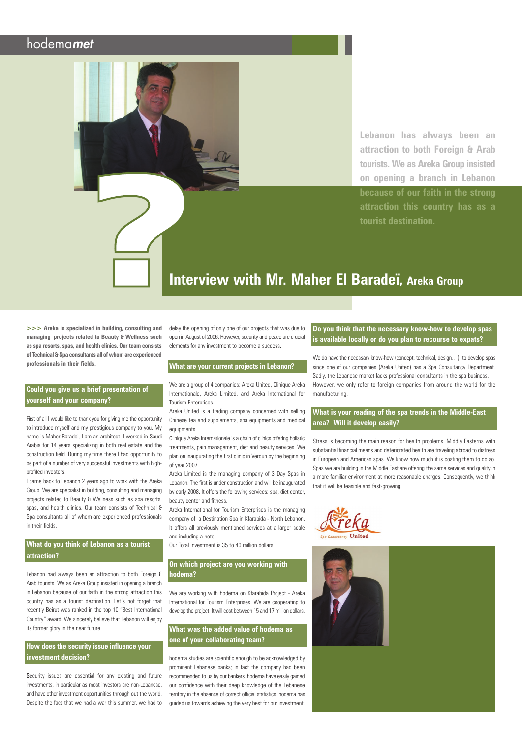# Interview with Mr. Maher El Baradeï, Areka Group

Lebanon has always been an attraction to both Foreign & Arab tourists. We as Areka Group insisted on opening a branch in Lebanon because of our faith in the strong attraction this country has as a tourist destination.

**>>> Areka is specialized in building, consulting and managing projects related to Beauty & Wellness such as spa resorts, spas, and health clinics. Our team consists of Technical & Spa consultants all of whom are experienced professionals in their fields.**

## Could you give us a brief presentation of yourself and your company?

First of all I would like to thank you for giving me the opportunity to introduce myself and my prestigious company to you. My name is Maher Baradei, I am an architect. I worked in Saudi Arabia for 14 years specializing in both real estate and the construction field. During my time there I had opportunity to be part of a number of very successful investments with high-profiled investors.

I came back to Lebanon 2 years ago to work with the Areka Group. We are specialist in building, consulting and managing projects related to Beauty & Wellness such as spa resorts, spas, and health clinics. Our team consists of Technical & Spa consultants all of whom are experienced professionals in their fields.

## What do you think of Lebanon as a tourist attraction?

Lebanon had always been an attraction to both Foreign & Arab tourists. We as Areka Group insisted in opening a branch in Lebanon because of our faith in the strong attraction this country has as a tourist destination. Let's not forget that recently Beirut was ranked in the top 10 "Best International Country" award. We sincerely believe that Lebanon will enjoy its former glory in the near future.

## How does the security issue influence your investment decision?

Security issues are essential for any existing and future investments, in particular as most investors are non-Lebanese, and have other investment opportunities through out the world. Despite the fact that we had a war this summer, we had to delay the opening of only one of our projects that was due to open in August of 2006. However, security and peace are crucial elements for any investment to become a success.

## What are your current projects in Lebanon?

We are a group of 4 companies: Areka United, Clinique Areka Internationale, Areka Limited, and Areka International for Tourism Enterprises.

Areka United is a trading company concerned with selling Chinese tea and supplements, spa equipments and medical equipments.

Clinique Areka Internationale is a chain of clinics offering holistic treatments, pain management, diet and beauty services. We plan on inaugurating the first clinic in Verdun by the beginning of year 2007.

Areka Limited is the managing company of 3 Day Spas in Lebanon. The first is under construction and will be inaugurated by early 2008. It offers the following services: spa, diet center, beauty center and fitness.

Areka International for Tourism Enterprises is the managing company of a Destination Spa in Kfarabida - North Lebanon. It offers all previously mentioned services at a larger scale and including a hotel.

Our Total Investment is 35 to 40 million dollars.

## On which project are you working with hodema?

We are working with hodema on Kfarabida Project - Areka International for Tourism Enterprises. We are cooperating to develop the project. It will cost between 15 and 17 million dollars.

## What was the added value of hodema as one of your collaborating team?

hodema studies are scientific enough to be acknowledged by prominent Lebanese banks; in fact the company had been recommended to us by our bankers. hodema have easily gained our confidence with their deep knowledge of the Lebanese territory in the absence of correct official statistics. hodema has guided us towards achieving the very best for our investment.

## Do you think that the necessary know-how to develop spas is available locally or do you plan to recourse to expats?

We do have the necessary know-how (concept, technical, design…) to develop spas since one of our companies (Areka United) has a Spa Consultancy Department. Sadly, the Lebanese market lacks professional consultants in the spa business. However, we only refer to foreign companies from around the world for the manufacturing.

## What is your reading of the spa trends in the Middle-East area? Will it develop easily?

Stress is becoming the main reason for health problems. Middle Easterns with substantial financial means and deteriorated health are traveling abroad to distress in European and American spas. We know how much it is costing them to do so. Spas we are building in the Middle East are offering the same services and quality in a more familiar environment at more reasonable charges. Consequently, we think that it will be feasible and fast-growing.

Areka Spa Consultancy United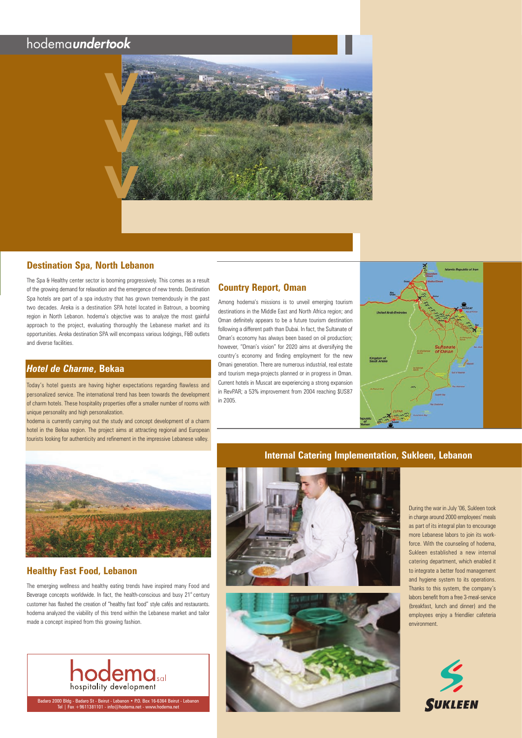# hodema*undertook*

## Destination Spa, North Lebanon

The Spa & Healthy center sector is booming progressively. This comes as a result of the growing demand for relaxation and the emergence of new trends. Destination Spa hotels are part of a spa industry that has grown tremendously in the past two decades. Areka is a destination SPA hotel located in Batroun, a booming region in North Lebanon. hodema's objective was to analyze the most gainful approach to the project, evaluating thoroughly the Lebanese market and its opportunities. Areka destination SPA will encompass various lodgings, F&B outlets and diverse facilities.

## *Hotel de Charme*, Bekaa

Today's hotel guests are having higher expectations regarding flawless and personalized service. The international trend has been towards the development of charm hotels. These hospitality properties offer a smaller number of rooms with unique personality and high personalization.

hodema is currently carrying out the study and concept development of a charm hotel in the Bekaa region. The project aims at attracting regional and European tourists looking for authenticity and refinement in the impressive Lebanese valley.

## Healthy Fast Food, Lebanon

The emerging wellness and healthy eating trends have inspired many Food and Beverage concepts worldwide. In fact, the health-conscious and busy 21st century customer has flashed the creation of "healthy fast food" style cafés and restaurants. hodema analyzed the viability of this trend within the Lebanese market and tailor made a concept inspired from this growing fashion.

## Country Report, Oman

Among hodema's missions is to unveil emerging tourism destinations in the Middle East and North Africa region; and Oman definitely appears to be a future tourism destination following a different path than Dubai. In fact, the Sultanate of Oman's economy has always been based on oil production; however, "Oman's vision" for 2020 aims at diversifying the country's economy and finding employment for the new Omani generation. There are numerous industrial, real estate and tourism mega-projects planned or in progress in Oman. Current hotels in Muscat are experiencing a strong expansion in RevPAR; a 53% improvement from 2004 reaching $US87 in 2005.

## Internal Catering Implementation, Sukleen, Lebanon

During the war in July '06, Sukleen took in charge around 2000 employees' meals as part of its integral plan to encourage more Lebanese labors to join its workforce. With the counseling of hodema, Sukleen established a new internal catering department, which enabled it to integrate a better food management and hygiene system to its operations. Thanks to this system, the company's labors benefit from a free 3-meal-service (breakfast, lunch and dinner) and the employees enjoy a friendlier cafeteria environment.

SUKLEEN

hodema sal
hospitality development

Badaro 2000 Bldg - Badaro St - Beirut - Lebanon • P.O. Box 16-6364 Beirut - Lebanon
Tel | Fax +9611381101 - info@hodema.net - www.hodema.net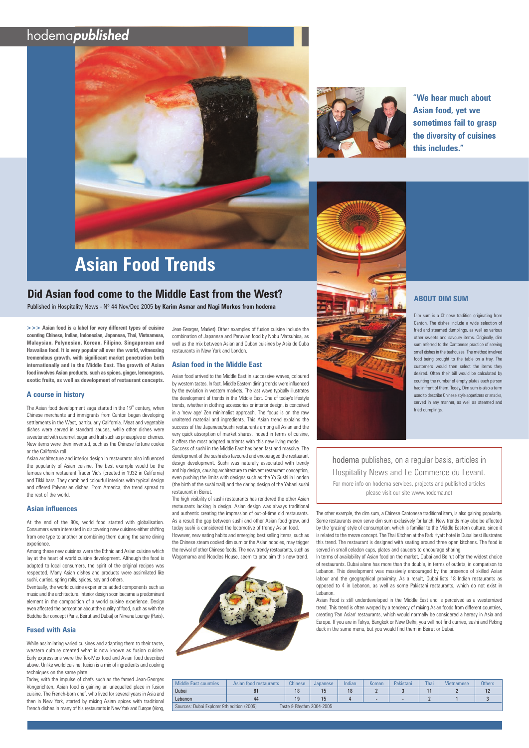# Asian Food Trends

"We hear much about Asian food, yet we sometimes fail to grasp the diversity of cuisines this includes."

## Did Asian food come to the Middle East from the West?

Published in Hospitality News - N° 44 Nov/Dec 2005 **by Karim Asmar and Nagi Morkos from hodema**

**>>> Asian food is a label for very different types of cuisine counting Chinese, Indian, Indonesian, Japanese, Thai, Vietnamese, Malaysian, Polynesian, Korean, Filipino, Singaporean and Hawaiian food. It is very popular all over the world, witnessing tremendous growth, with significant market penetration both internationally and in the Middle East. The growth of Asian food involves Asian products, such as spices, ginger, lemongrass, exotic fruits, as well as development of restaurant concepts.**

### A course in history

The Asian food development saga started in the 19th century, when Chinese merchants and immigrants from Canton began developing settlements in the West, particularly California. Meat and vegetable dishes were served in standard sauces, while other dishes were sweetened with caramel, sugar and fruit such as pineapples or cherries. New items were then invented, such as the Chinese fortune cookie or the California roll.

Asian architecture and interior design in restaurants also influenced the popularity of Asian cuisine. The best example would be the famous chain restaurant Trader Vic's (created in 1932 in California) and Tikki bars. They combined colourful interiors with typical design and offered Polynesian dishes. From America, the trend spread to the rest of the world.

### Asian influences

At the end of the 80s, world food started with globalisation. Consumers were interested in discovering new cuisines-either shifting from one type to another or combining them during the same dining experience.

Among these new cuisines were the Ethnic and Asian cuisine which lay at the heart of world cuisine development. Although the food is adapted to local consumers, the spirit of the original recipes was respected. Many Asian dishes and products were assimilated like sushi, curries, spring rolls, spices, soy and others.

Eventually, the world cuisine experience added components such as music and the architecture. Interior design soon became a predominant element in the composition of a world cuisine experience. Design even affected the perception about the quality of food, such as with the Buddha Bar concept (Paris, Beirut and Dubai) or Nirvana Lounge (Paris).

### Fused with Asia

While assimilating varied cuisines and adapting them to their taste, western culture created what is now known as fusion cuisine. Early expressions were the Tex-Mex food and Asian food described above. Unlike world cuisine, fusion is a mix of ingredients and cooking techniques on the same plate.

Today, with the impulse of chefs such as the famed Jean-Georges Vongerichten, Asian food is gaining an unequalled place in fusion cuisine. The French-born chef, who lived for several years in Asia and then in New York, started by mixing Asian spices with traditional French dishes in many of his restaurants in New York and Europe (Vong, Jean-Georges, Market). Other examples of fusion cuisine include the combination of Japanese and Peruvian food by Nobu Matsuhisa, as well as the mix between Asian and Cuban cuisines by Asia de Cuba restaurants in New York and London.

### Asian food in the Middle East

Asian food arrived to the Middle East in successive waves, coloured by western tastes. In fact, Middle Eastern dining trends were influenced by the evolution in western markets. The last wave typically illustrates the development of trends in the Middle East. One of today's lifestyle trends, whether in clothing accessories or interior design, is conceived in a 'new age' Zen minimalist approach. The focus is on the raw unaltered material and ingredients. This Asian trend explains the success of the Japanese/sushi restaurants among all Asian and the very quick absorption of market shares. Indeed in terms of cuisine, it offers the most adapted nutrients with this new living mode.

Success of sushi in the Middle East has been fast and massive. The development of the sushi also favoured and encouraged the restaurant design development. Sushi was naturally associated with trendy and hip design, causing architecture to reinvent restaurant conception, even pushing the limits with designs such as the Yo Sushi in London (the birth of the sushi trail) and the daring design of the Yabani sushi restaurant in Beirut.

The high visibility of sushi restaurants has rendered the other Asian restaurants lacking in design. Asian design was always traditional and authentic creating the impression of out-of-time old restaurants. As a result the gap between sushi and other Asian food grew, and today sushi is considered the locomotive of trendy Asian food.

However, new eating habits and emerging best selling items, such as the Chinese steam cooked dim sum or the Asian noodles, may trigger the revival of other Chinese foods. The new trendy restaurants, such as Wagamama and Noodles House, seem to proclaim this new trend.

The other example, the dim sum, a Chinese Cantonese traditional item, is also gaining popularity. Some restaurants even serve dim sum exclusively for lunch. New trends may also be affected by the 'grazing' style of consumption, which is familiar to the Middle Eastern culture, since it is related to the mezze concept. The Thai Kitchen at the Park Hyatt hotel in Dubai best illustrates this trend. The restaurant is designed with seating around three open kitchens. The food is served in small celadon cups, plates and saucers to encourage sharing.

In terms of availability of Asian food on the market, Dubai and Beirut offer the widest choice of restaurants. Dubai alone has more than the double, in terms of outlets, in comparison to Lebanon. This development was massively encouraged by the presence of skilled Asian labour and the geographical proximity. As a result, Dubai lists 18 Indian restaurants as opposed to 4 in Lebanon, as well as some Pakistani restaurants, which do not exist in Lebanon.

Asian Food is still underdeveloped in the Middle East and is perceived as a westernized trend. This trend is often warped by a tendency of mixing Asian foods from different countries, creating 'Pan Asian' restaurants, which would normally be considered a heresy in Asia and Europe. If you are in Tokyo, Bangkok or New Delhi, you will not find curries, sushi and Peking duck in the same menu, but you would find them in Beirut or Dubai.

### ABOUT DIM SUM

Dim sum is a Chinese tradition originating from Canton. The dishes include a wide selection of fried and steamed dumplings, as well as various other sweets and savoury items. Originally, dim sum referred to the Cantonese practice of serving small dishes in the teahouses. The method involved food being brought to the table on a tray. The customers would then select the items they desired. Often their bill would be calculated by counting the number of empty plates each person had in front of them. Today, Dim sum is also a term used to describe Chinese style appetizers or snacks, served in any manner, as well as steamed and fried dumplings.

hodema publishes, on a regular basis, articles in Hospitality News and Le Commerce du Levant.
For more info on hodema services, projects and published articles please visit our site www.hodema.net

| Middle East countries | Asian food restaurants | Chinese | Japanese | Indian | Korean | Pakistani | Thai | Vietnamese | Others |
|---|---|---|---|---|---|---|---|---|---|
| Dubai | 81 | 18 | 15 | 18 | 2 | 3 | 11 | 2 | 12 |
| Lebanon | 44 | 19 | 15 | 4 | - | - | 2 | 1 | 3 |

Sources: Dubai Explorer 9th edition (2005) Taste & Rhythm 2004-2005